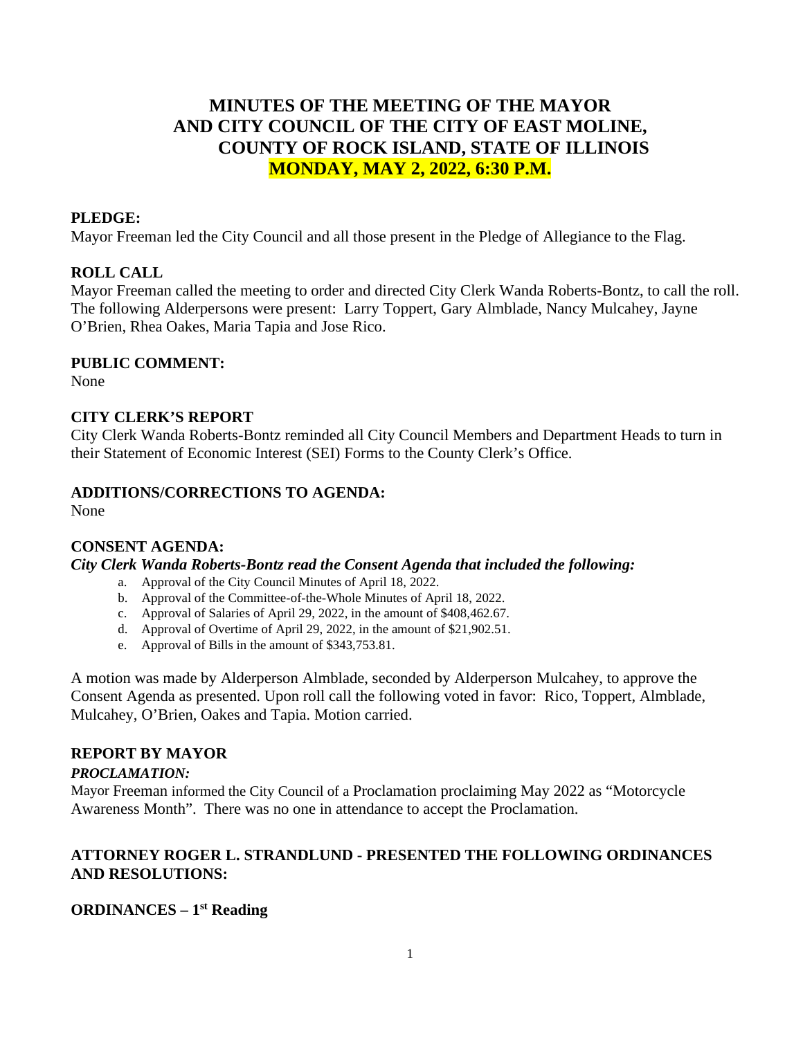# MINUTES OF THE MEETING OF THE MAYOR AND CITY COUNCIL OF THE CITY OF EAST MOLINE, COUNTY OF ROCK ISLAND, STATE OF ILLINOIS
## MONDAY, MAY 2, 2022, 6:30 P.M.

**PLEDGE:**
Mayor Freeman led the City Council and all those present in the Pledge of Allegiance to the Flag.

**ROLL CALL**
Mayor Freeman called the meeting to order and directed City Clerk Wanda Roberts-Bontz, to call the roll. The following Alderpersons were present: Larry Toppert, Gary Almblade, Nancy Mulcahey, Jayne O'Brien, Rhea Oakes, Maria Tapia and Jose Rico.

**PUBLIC COMMENT:**
None

**CITY CLERK'S REPORT**
City Clerk Wanda Roberts-Bontz reminded all City Council Members and Department Heads to turn in their Statement of Economic Interest (SEI) Forms to the County Clerk's Office.

**ADDITIONS/CORRECTIONS TO AGENDA:**
None

**CONSENT AGENDA:**
***City Clerk Wanda Roberts-Bontz read the Consent Agenda that included the following:***

a. Approval of the City Council Minutes of April 18, 2022.
b. Approval of the Committee-of-the-Whole Minutes of April 18, 2022.
c. Approval of Salaries of April 29, 2022, in the amount of $408,462.67.
d. Approval of Overtime of April 29, 2022, in the amount of $21,902.51.
e. Approval of Bills in the amount of $343,753.81.

A motion was made by Alderperson Almblade, seconded by Alderperson Mulcahey, to approve the Consent Agenda as presented. Upon roll call the following voted in favor: Rico, Toppert, Almblade, Mulcahey, O'Brien, Oakes and Tapia. Motion carried.

**REPORT BY MAYOR**
***PROCLAMATION:***
Mayor Freeman informed the City Council of a Proclamation proclaiming May 2022 as "Motorcycle Awareness Month". There was no one in attendance to accept the Proclamation.

**ATTORNEY ROGER L. STRANDLUND - PRESENTED THE FOLLOWING ORDINANCES AND RESOLUTIONS:**

**ORDINANCES – 1st Reading**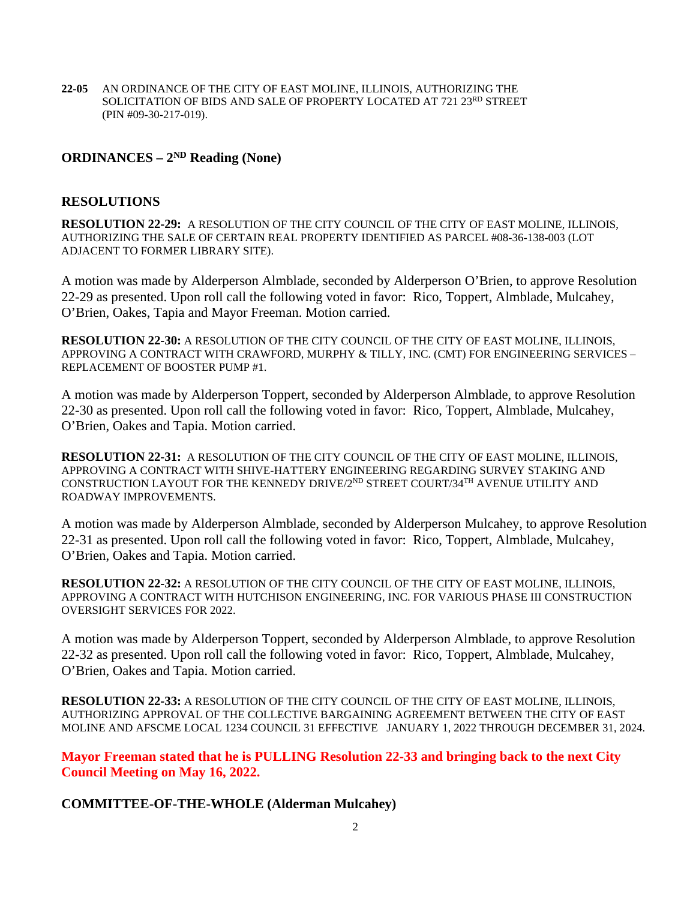**22-05** AN ORDINANCE OF THE CITY OF EAST MOLINE, ILLINOIS, AUTHORIZING THE SOLICITATION OF BIDS AND SALE OF PROPERTY LOCATED AT 721 23RD STREET (PIN #09-30-217-019).

## ORDINANCES – 2ND Reading (None)

## RESOLUTIONS

**RESOLUTION 22-29:** A RESOLUTION OF THE CITY COUNCIL OF THE CITY OF EAST MOLINE, ILLINOIS, AUTHORIZING THE SALE OF CERTAIN REAL PROPERTY IDENTIFIED AS PARCEL #08-36-138-003 (LOT ADJACENT TO FORMER LIBRARY SITE).

A motion was made by Alderperson Almblade, seconded by Alderperson O'Brien, to approve Resolution 22-29 as presented. Upon roll call the following voted in favor: Rico, Toppert, Almblade, Mulcahey, O'Brien, Oakes, Tapia and Mayor Freeman. Motion carried.

**RESOLUTION 22-30:** A RESOLUTION OF THE CITY COUNCIL OF THE CITY OF EAST MOLINE, ILLINOIS, APPROVING A CONTRACT WITH CRAWFORD, MURPHY & TILLY, INC. (CMT) FOR ENGINEERING SERVICES – REPLACEMENT OF BOOSTER PUMP #1.

A motion was made by Alderperson Toppert, seconded by Alderperson Almblade, to approve Resolution 22-30 as presented. Upon roll call the following voted in favor: Rico, Toppert, Almblade, Mulcahey, O'Brien, Oakes and Tapia. Motion carried.

**RESOLUTION 22-31:** A RESOLUTION OF THE CITY COUNCIL OF THE CITY OF EAST MOLINE, ILLINOIS, APPROVING A CONTRACT WITH SHIVE-HATTERY ENGINEERING REGARDING SURVEY STAKING AND CONSTRUCTION LAYOUT FOR THE KENNEDY DRIVE/2ND STREET COURT/34TH AVENUE UTILITY AND ROADWAY IMPROVEMENTS.

A motion was made by Alderperson Almblade, seconded by Alderperson Mulcahey, to approve Resolution 22-31 as presented. Upon roll call the following voted in favor: Rico, Toppert, Almblade, Mulcahey, O'Brien, Oakes and Tapia. Motion carried.

**RESOLUTION 22-32:** A RESOLUTION OF THE CITY COUNCIL OF THE CITY OF EAST MOLINE, ILLINOIS, APPROVING A CONTRACT WITH HUTCHISON ENGINEERING, INC. FOR VARIOUS PHASE III CONSTRUCTION OVERSIGHT SERVICES FOR 2022.

A motion was made by Alderperson Toppert, seconded by Alderperson Almblade, to approve Resolution 22-32 as presented. Upon roll call the following voted in favor: Rico, Toppert, Almblade, Mulcahey, O'Brien, Oakes and Tapia. Motion carried.

**RESOLUTION 22-33:** A RESOLUTION OF THE CITY COUNCIL OF THE CITY OF EAST MOLINE, ILLINOIS, AUTHORIZING APPROVAL OF THE COLLECTIVE BARGAINING AGREEMENT BETWEEN THE CITY OF EAST MOLINE AND AFSCME LOCAL 1234 COUNCIL 31 EFFECTIVE JANUARY 1, 2022 THROUGH DECEMBER 31, 2024.

**Mayor Freeman stated that he is PULLING Resolution 22-33 and bringing back to the next City Council Meeting on May 16, 2022.**

## COMMITTEE-OF-THE-WHOLE (Alderman Mulcahey)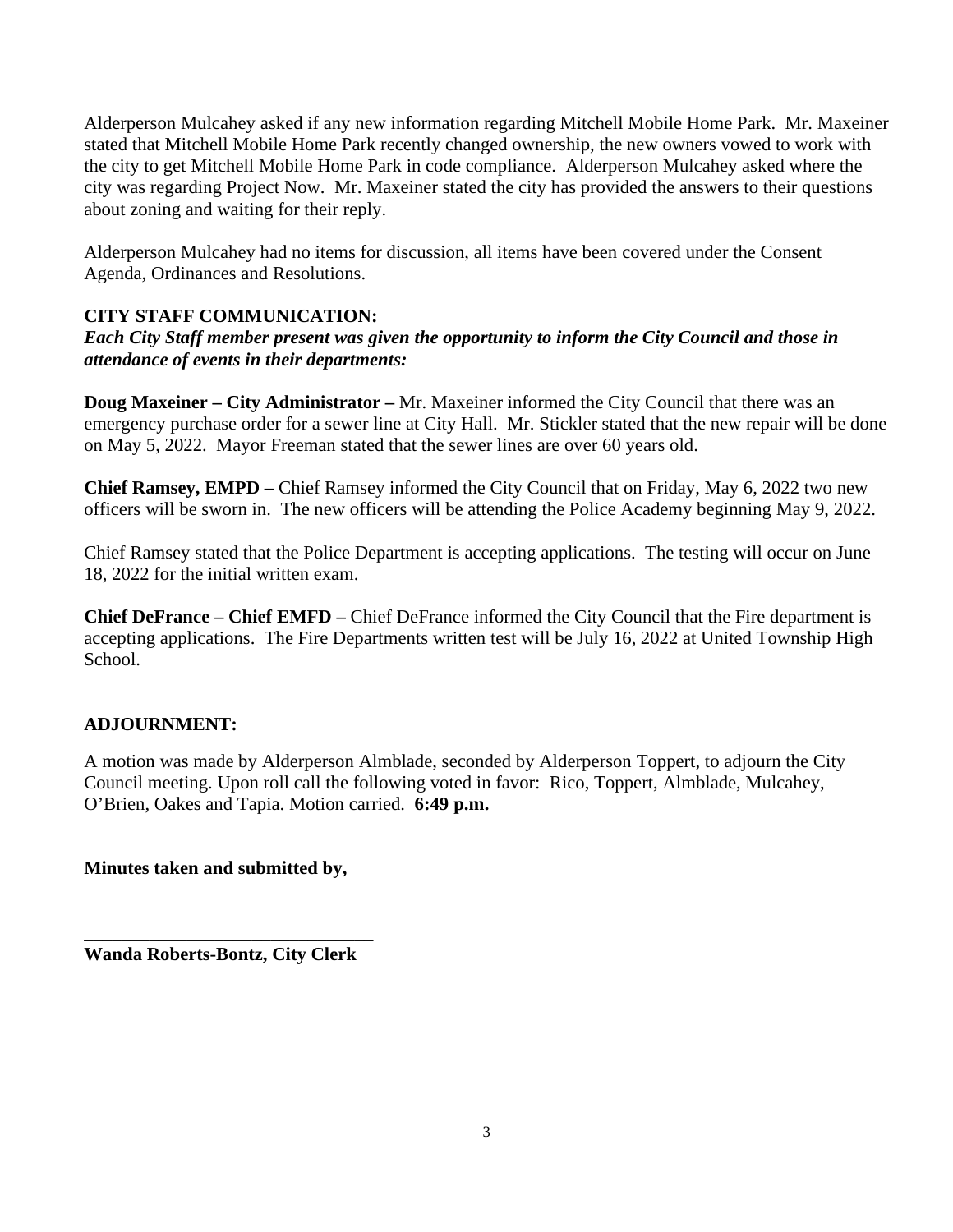Alderperson Mulcahey asked if any new information regarding Mitchell Mobile Home Park. Mr. Maxeiner stated that Mitchell Mobile Home Park recently changed ownership, the new owners vowed to work with the city to get Mitchell Mobile Home Park in code compliance. Alderperson Mulcahey asked where the city was regarding Project Now. Mr. Maxeiner stated the city has provided the answers to their questions about zoning and waiting for their reply.

Alderperson Mulcahey had no items for discussion, all items have been covered under the Consent Agenda, Ordinances and Resolutions.

**CITY STAFF COMMUNICATION:**

***Each City Staff member present was given the opportunity to inform the City Council and those in attendance of events in their departments:***

**Doug Maxeiner – City Administrator –** Mr. Maxeiner informed the City Council that there was an emergency purchase order for a sewer line at City Hall. Mr. Stickler stated that the new repair will be done on May 5, 2022. Mayor Freeman stated that the sewer lines are over 60 years old.

**Chief Ramsey, EMPD –** Chief Ramsey informed the City Council that on Friday, May 6, 2022 two new officers will be sworn in. The new officers will be attending the Police Academy beginning May 9, 2022.

Chief Ramsey stated that the Police Department is accepting applications. The testing will occur on June 18, 2022 for the initial written exam.

**Chief DeFrance – Chief EMFD –** Chief DeFrance informed the City Council that the Fire department is accepting applications. The Fire Departments written test will be July 16, 2022 at United Township High School.

**ADJOURNMENT:**

A motion was made by Alderperson Almblade, seconded by Alderperson Toppert, to adjourn the City Council meeting. Upon roll call the following voted in favor: Rico, Toppert, Almblade, Mulcahey, O'Brien, Oakes and Tapia. Motion carried. **6:49 p.m.**

**Minutes taken and submitted by,**

\_\_\_\_\_\_\_\_\_\_\_\_\_\_\_\_\_\_\_\_\_\_\_\_\_\_\_\_\_\_\_

**Wanda Roberts-Bontz, City Clerk**